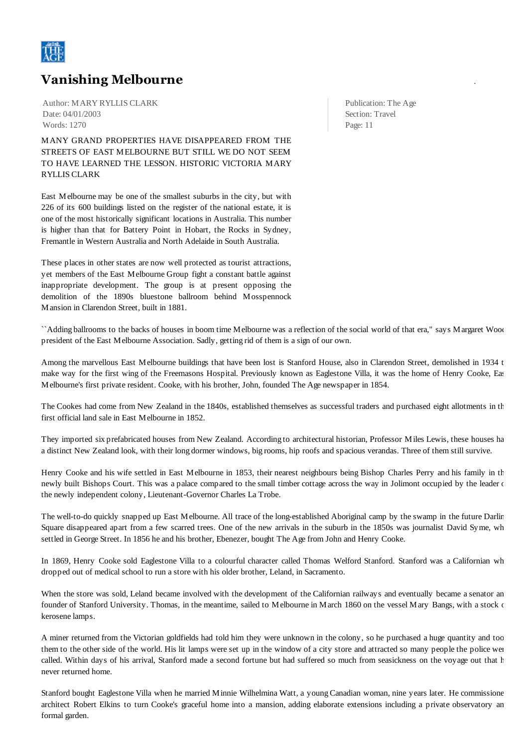# Vanishing Melbourne

Author: MARY RYLLIS CLARK
Date: 04/01/2003
Words: 1270

Publication: The Age
Section: Travel
Page: 11

MANY GRAND PROPERTIES HAVE DISAPPEARED FROM THE STREETS OF EAST MELBOURNE BUT STILL WE DO NOT SEEM TO HAVE LEARNED THE LESSON. HISTORIC VICTORIA MARY RYLLIS CLARK

East Melbourne may be one of the smallest suburbs in the city, but with 226 of its 600 buildings listed on the register of the national estate, it is one of the most historically significant locations in Australia. This number is higher than that for Battery Point in Hobart, the Rocks in Sydney, Fremantle in Western Australia and North Adelaide in South Australia.

These places in other states are now well protected as tourist attractions, yet members of the East Melbourne Group fight a constant battle against inappropriate development. The group is at present opposing the demolition of the 1890s bluestone ballroom behind Mosspennock Mansion in Clarendon Street, built in 1881.

``Adding ballrooms to the backs of houses in boom time Melbourne was a reflection of the social world of that era,'' says Margaret Wood, president of the East Melbourne Association. Sadly, getting rid of them is a sign of our own.

Among the marvellous East Melbourne buildings that have been lost is Stanford House, also in Clarendon Street, demolished in 1934 to make way for the first wing of the Freemasons Hospital. Previously known as Eaglestone Villa, it was the home of Henry Cooke, East Melbourne's first private resident. Cooke, with his brother, John, founded The Age newspaper in 1854.

The Cookes had come from New Zealand in the 1840s, established themselves as successful traders and purchased eight allotments in the first official land sale in East Melbourne in 1852.

They imported six prefabricated houses from New Zealand. According to architectural historian, Professor Miles Lewis, these houses had a distinct New Zealand look, with their long dormer windows, big rooms, hip roofs and spacious verandas. Three of them still survive.

Henry Cooke and his wife settled in East Melbourne in 1853, their nearest neighbours being Bishop Charles Perry and his family in the newly built Bishops Court. This was a palace compared to the small timber cottage across the way in Jolimont occupied by the leader of the newly independent colony, Lieutenant-Governor Charles La Trobe.

The well-to-do quickly snapped up East Melbourne. All trace of the long-established Aboriginal camp by the swamp in the future Darling Square disappeared apart from a few scarred trees. One of the new arrivals in the suburb in the 1850s was journalist David Syme, who settled in George Street. In 1856 he and his brother, Ebenezer, bought The Age from John and Henry Cooke.

In 1869, Henry Cooke sold Eaglestone Villa to a colourful character called Thomas Welford Stanford. Stanford was a Californian who dropped out of medical school to run a store with his older brother, Leland, in Sacramento.

When the store was sold, Leland became involved with the development of the Californian railways and eventually became a senator and founder of Stanford University. Thomas, in the meantime, sailed to Melbourne in March 1860 on the vessel Mary Bangs, with a stock of kerosene lamps.

A miner returned from the Victorian goldfields had told him they were unknown in the colony, so he purchased a huge quantity and took them to the other side of the world. His lit lamps were set up in the window of a city store and attracted so many people the police were called. Within days of his arrival, Stanford made a second fortune but had suffered so much from seasickness on the voyage out that he never returned home.

Stanford bought Eaglestone Villa when he married Minnie Wilhelmina Watt, a young Canadian woman, nine years later. He commissioned architect Robert Elkins to turn Cooke's graceful home into a mansion, adding elaborate extensions including a private observatory and formal garden.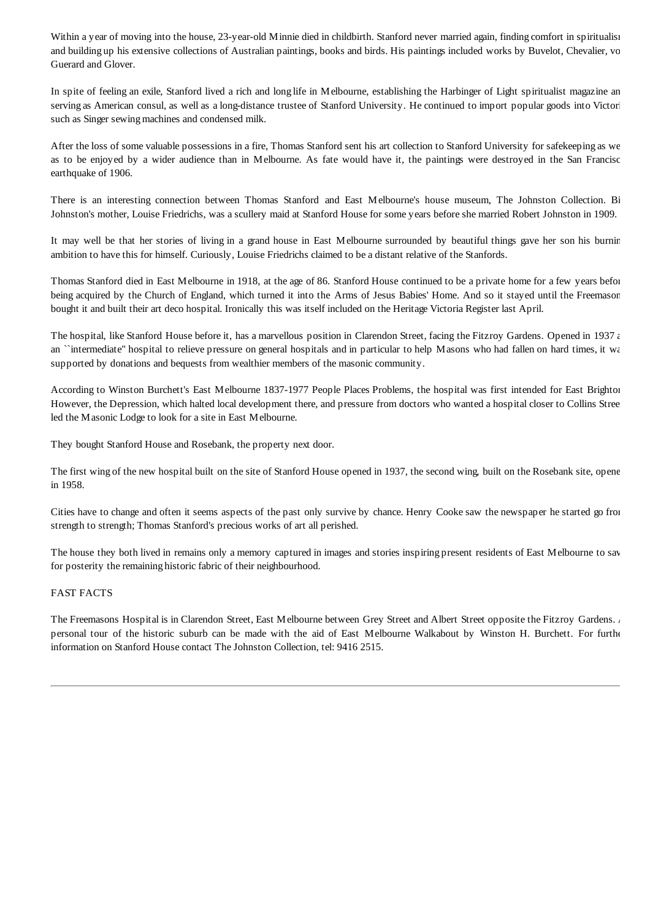Within a year of moving into the house, 23-year-old Minnie died in childbirth. Stanford never married again, finding comfort in spiritualism and building up his extensive collections of Australian paintings, books and birds. His paintings included works by Buvelot, Chevalier, von Guerard and Glover.

In spite of feeling an exile, Stanford lived a rich and long life in Melbourne, establishing the Harbinger of Light spiritualist magazine and serving as American consul, as well as a long-distance trustee of Stanford University. He continued to import popular goods into Victoria such as Singer sewing machines and condensed milk.

After the loss of some valuable possessions in a fire, Thomas Stanford sent his art collection to Stanford University for safekeeping as well as to be enjoyed by a wider audience than in Melbourne. As fate would have it, the paintings were destroyed in the San Francisco earthquake of 1906.

There is an interesting connection between Thomas Stanford and East Melbourne's house museum, The Johnston Collection. Bill Johnston's mother, Louise Friedrichs, was a scullery maid at Stanford House for some years before she married Robert Johnston in 1909.

It may well be that her stories of living in a grand house in East Melbourne surrounded by beautiful things gave her son his burning ambition to have this for himself. Curiously, Louise Friedrichs claimed to be a distant relative of the Stanfords.

Thomas Stanford died in East Melbourne in 1918, at the age of 86. Stanford House continued to be a private home for a few years before being acquired by the Church of England, which turned it into the Arms of Jesus Babies' Home. And so it stayed until the Freemasons bought it and built their art deco hospital. Ironically this was itself included on the Heritage Victoria Register last April.

The hospital, like Stanford House before it, has a marvellous position in Clarendon Street, facing the Fitzroy Gardens. Opened in 1937 as an ``intermediate" hospital to relieve pressure on general hospitals and in particular to help Masons who had fallen on hard times, it was supported by donations and bequests from wealthier members of the masonic community.

According to Winston Burchett's East Melbourne 1837-1977 People Places Problems, the hospital was first intended for East Brighton. However, the Depression, which halted local development there, and pressure from doctors who wanted a hospital closer to Collins Street led the Masonic Lodge to look for a site in East Melbourne.

They bought Stanford House and Rosebank, the property next door.

The first wing of the new hospital built on the site of Stanford House opened in 1937, the second wing, built on the Rosebank site, opened in 1958.

Cities have to change and often it seems aspects of the past only survive by chance. Henry Cooke saw the newspaper he started go from strength to strength; Thomas Stanford's precious works of art all perished.

The house they both lived in remains only a memory captured in images and stories inspiring present residents of East Melbourne to save for posterity the remaining historic fabric of their neighbourhood.

FAST FACTS

The Freemasons Hospital is in Clarendon Street, East Melbourne between Grey Street and Albert Street opposite the Fitzroy Gardens. A personal tour of the historic suburb can be made with the aid of East Melbourne Walkabout by Winston H. Burchett. For further information on Stanford House contact The Johnston Collection, tel: 9416 2515.